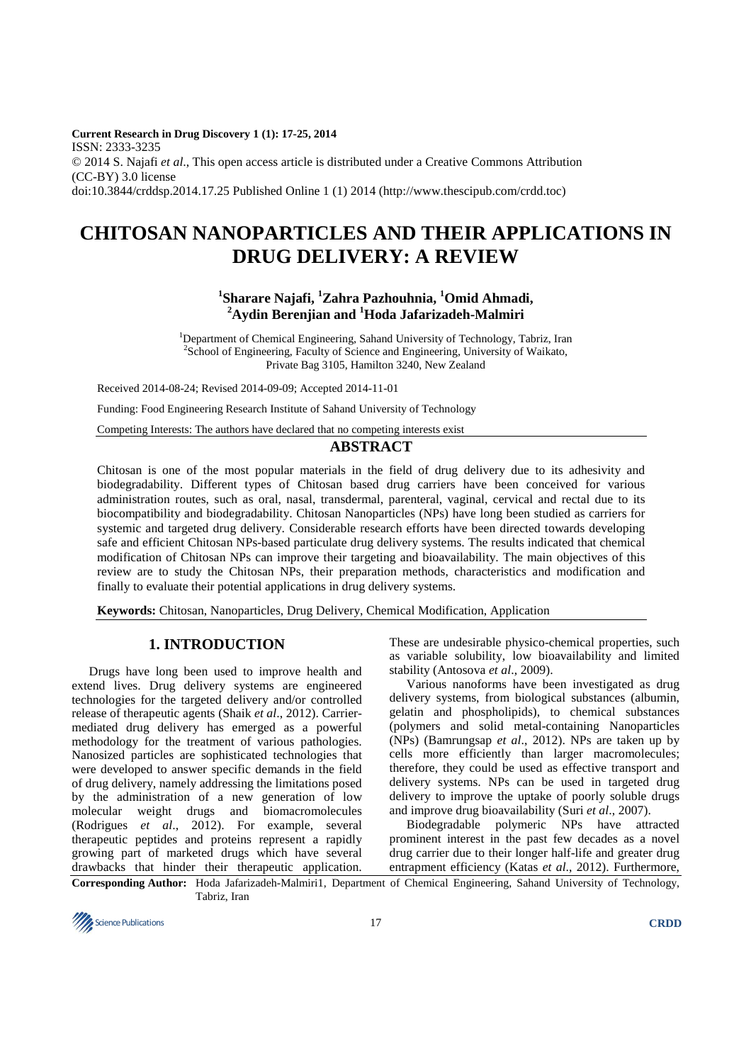**Current Research in Drug Discovery 1 (1): 17-25, 2014**
ISSN: 2333-3235
© 2014 S. Najafi *et al*., This open access article is distributed under a Creative Commons Attribution (CC-BY) 3.0 license
doi:10.3844/crddsp.2014.17.25 Published Online 1 (1) 2014 (http://www.thescipub.com/crdd.toc)

# CHITOSAN NANOPARTICLES AND THEIR APPLICATIONS IN DRUG DELIVERY: A REVIEW

**[1]Sharare Najafi, [1]Zahra Pazhouhnia, [1]Omid Ahmadi, [2]Aydin Berenjian and [1]Hoda Jafarizadeh-Malmiri**

[1]Department of Chemical Engineering, Sahand University of Technology, Tabriz, Iran
[2]School of Engineering, Faculty of Science and Engineering, University of Waikato, Private Bag 3105, Hamilton 3240, New Zealand

Received 2014-08-24; Revised 2014-09-09; Accepted 2014-11-01

Funding: Food Engineering Research Institute of Sahand University of Technology

Competing Interests: The authors have declared that no competing interests exist

## ABSTRACT

Chitosan is one of the most popular materials in the field of drug delivery due to its adhesivity and biodegradability. Different types of Chitosan based drug carriers have been conceived for various administration routes, such as oral, nasal, transdermal, parenteral, vaginal, cervical and rectal due to its biocompatibility and biodegradability. Chitosan Nanoparticles (NPs) have long been studied as carriers for systemic and targeted drug delivery. Considerable research efforts have been directed towards developing safe and efficient Chitosan NPs-based particulate drug delivery systems. The results indicated that chemical modification of Chitosan NPs can improve their targeting and bioavailability. The main objectives of this review are to study the Chitosan NPs, their preparation methods, characteristics and modification and finally to evaluate their potential applications in drug delivery systems.

**Keywords:** Chitosan, Nanoparticles, Drug Delivery, Chemical Modification, Application

## 1. INTRODUCTION

Drugs have long been used to improve health and extend lives. Drug delivery systems are engineered technologies for the targeted delivery and/or controlled release of therapeutic agents (Shaik *et al*., 2012). Carrier-mediated drug delivery has emerged as a powerful methodology for the treatment of various pathologies. Nanosized particles are sophisticated technologies that were developed to answer specific demands in the field of drug delivery, namely addressing the limitations posed by the administration of a new generation of low molecular weight drugs and biomacromolecules (Rodrigues *et al*., 2012). For example, several therapeutic peptides and proteins represent a rapidly growing part of marketed drugs which have several drawbacks that hinder their therapeutic application. These are undesirable physico-chemical properties, such as variable solubility, low bioavailability and limited stability (Antosova *et al*., 2009).

Various nanoforms have been investigated as drug delivery systems, from biological substances (albumin, gelatin and phospholipids), to chemical substances (polymers and solid metal-containing Nanoparticles (NPs) (Bamrungsap *et al*., 2012). NPs are taken up by cells more efficiently than larger macromolecules; therefore, they could be used as effective transport and delivery systems. NPs can be used in targeted drug delivery to improve the uptake of poorly soluble drugs and improve drug bioavailability (Suri *et al*., 2007).

Biodegradable polymeric NPs have attracted prominent interest in the past few decades as a novel drug carrier due to their longer half-life and greater drug entrapment efficiency (Katas *et al*., 2012). Furthermore,

**Corresponding Author:** Hoda Jafarizadeh-Malmiri1, Department of Chemical Engineering, Sahand University of Technology, Tabriz, Iran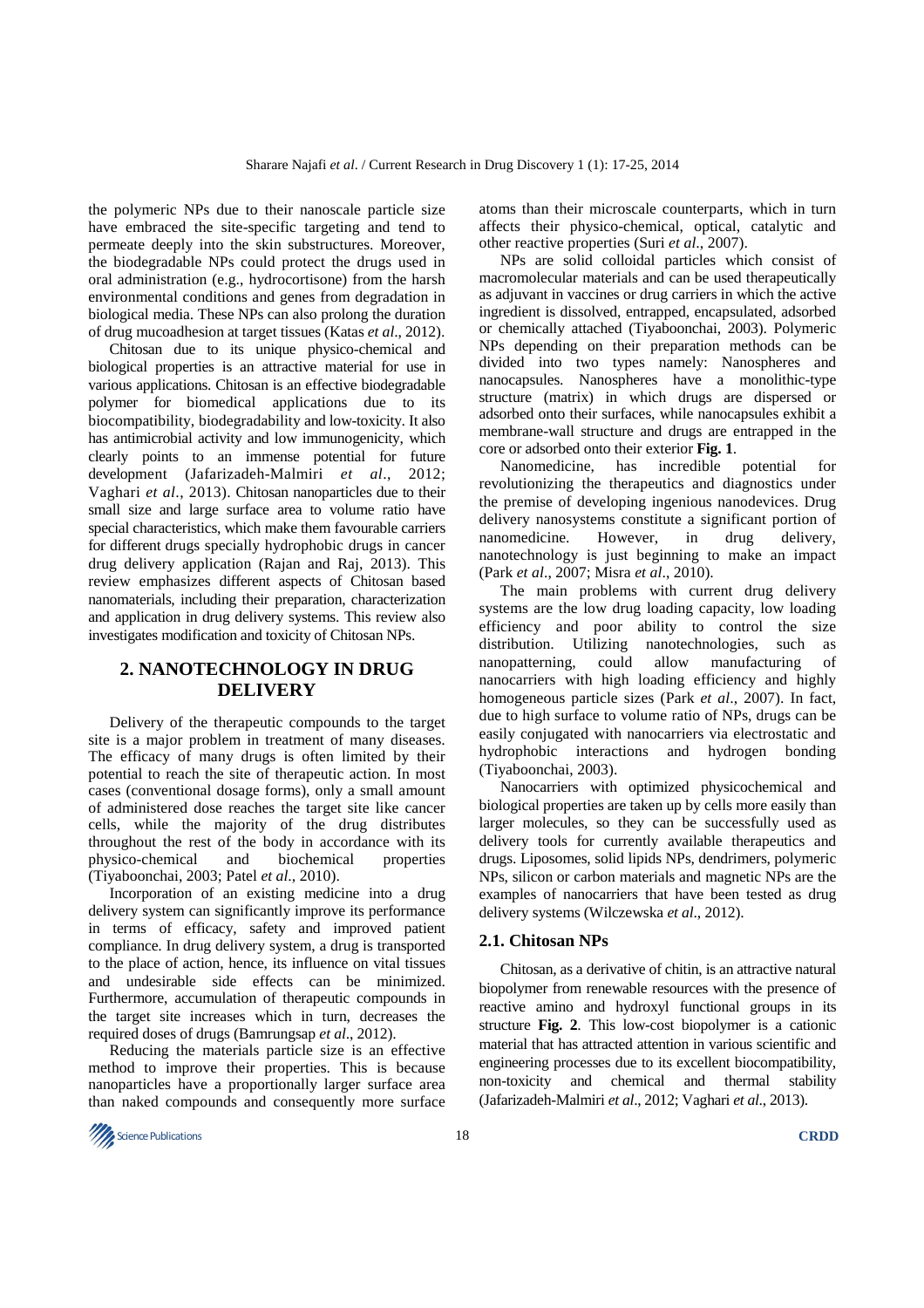the polymeric NPs due to their nanoscale particle size have embraced the site-specific targeting and tend to permeate deeply into the skin substructures. Moreover, the biodegradable NPs could protect the drugs used in oral administration (e.g., hydrocortisone) from the harsh environmental conditions and genes from degradation in biological media. These NPs can also prolong the duration of drug mucoadhesion at target tissues (Katas *et al*., 2012).

Chitosan due to its unique physico-chemical and biological properties is an attractive material for use in various applications. Chitosan is an effective biodegradable polymer for biomedical applications due to its biocompatibility, biodegradability and low-toxicity. It also has antimicrobial activity and low immunogenicity, which clearly points to an immense potential for future development (Jafarizadeh-Malmiri *et al*., 2012; Vaghari *et al*., 2013). Chitosan nanoparticles due to their small size and large surface area to volume ratio have special characteristics, which make them favourable carriers for different drugs specially hydrophobic drugs in cancer drug delivery application (Rajan and Raj, 2013). This review emphasizes different aspects of Chitosan based nanomaterials, including their preparation, characterization and application in drug delivery systems. This review also investigates modification and toxicity of Chitosan NPs.

## 2. NANOTECHNOLOGY IN DRUG DELIVERY

Delivery of the therapeutic compounds to the target site is a major problem in treatment of many diseases. The efficacy of many drugs is often limited by their potential to reach the site of therapeutic action. In most cases (conventional dosage forms), only a small amount of administered dose reaches the target site like cancer cells, while the majority of the drug distributes throughout the rest of the body in accordance with its physico-chemical and biochemical properties (Tiyaboonchai, 2003; Patel *et al*., 2010).

Incorporation of an existing medicine into a drug delivery system can significantly improve its performance in terms of efficacy, safety and improved patient compliance. In drug delivery system, a drug is transported to the place of action, hence, its influence on vital tissues and undesirable side effects can be minimized. Furthermore, accumulation of therapeutic compounds in the target site increases which in turn, decreases the required doses of drugs (Bamrungsap *et al*., 2012).

Reducing the materials particle size is an effective method to improve their properties. This is because nanoparticles have a proportionally larger surface area than naked compounds and consequently more surface atoms than their microscale counterparts, which in turn affects their physico-chemical, optical, catalytic and other reactive properties (Suri *et al*., 2007).

NPs are solid colloidal particles which consist of macromolecular materials and can be used therapeutically as adjuvant in vaccines or drug carriers in which the active ingredient is dissolved, entrapped, encapsulated, adsorbed or chemically attached (Tiyaboonchai, 2003). Polymeric NPs depending on their preparation methods can be divided into two types namely: Nanospheres and nanocapsules. Nanospheres have a monolithic-type structure (matrix) in which drugs are dispersed or adsorbed onto their surfaces, while nanocapsules exhibit a membrane-wall structure and drugs are entrapped in the core or adsorbed onto their exterior **Fig. 1**.

Nanomedicine, has incredible potential for revolutionizing the therapeutics and diagnostics under the premise of developing ingenious nanodevices. Drug delivery nanosystems constitute a significant portion of nanomedicine. However, in drug delivery, nanotechnology is just beginning to make an impact (Park *et al*., 2007; Misra *et al*., 2010).

The main problems with current drug delivery systems are the low drug loading capacity, low loading efficiency and poor ability to control the size distribution. Utilizing nanotechnologies, such as nanopatterning, could allow manufacturing of nanocarriers with high loading efficiency and highly homogeneous particle sizes (Park *et al*., 2007). In fact, due to high surface to volume ratio of NPs, drugs can be easily conjugated with nanocarriers via electrostatic and hydrophobic interactions and hydrogen bonding (Tiyaboonchai, 2003).

Nanocarriers with optimized physicochemical and biological properties are taken up by cells more easily than larger molecules, so they can be successfully used as delivery tools for currently available therapeutics and drugs. Liposomes, solid lipids NPs, dendrimers, polymeric NPs, silicon or carbon materials and magnetic NPs are the examples of nanocarriers that have been tested as drug delivery systems (Wilczewska *et al*., 2012).

### 2.1. Chitosan NPs

Chitosan, as a derivative of chitin, is an attractive natural biopolymer from renewable resources with the presence of reactive amino and hydroxyl functional groups in its structure **Fig. 2**. This low-cost biopolymer is a cationic material that has attracted attention in various scientific and engineering processes due to its excellent biocompatibility, non-toxicity and chemical and thermal stability (Jafarizadeh-Malmiri *et al*., 2012; Vaghari *et al*., 2013).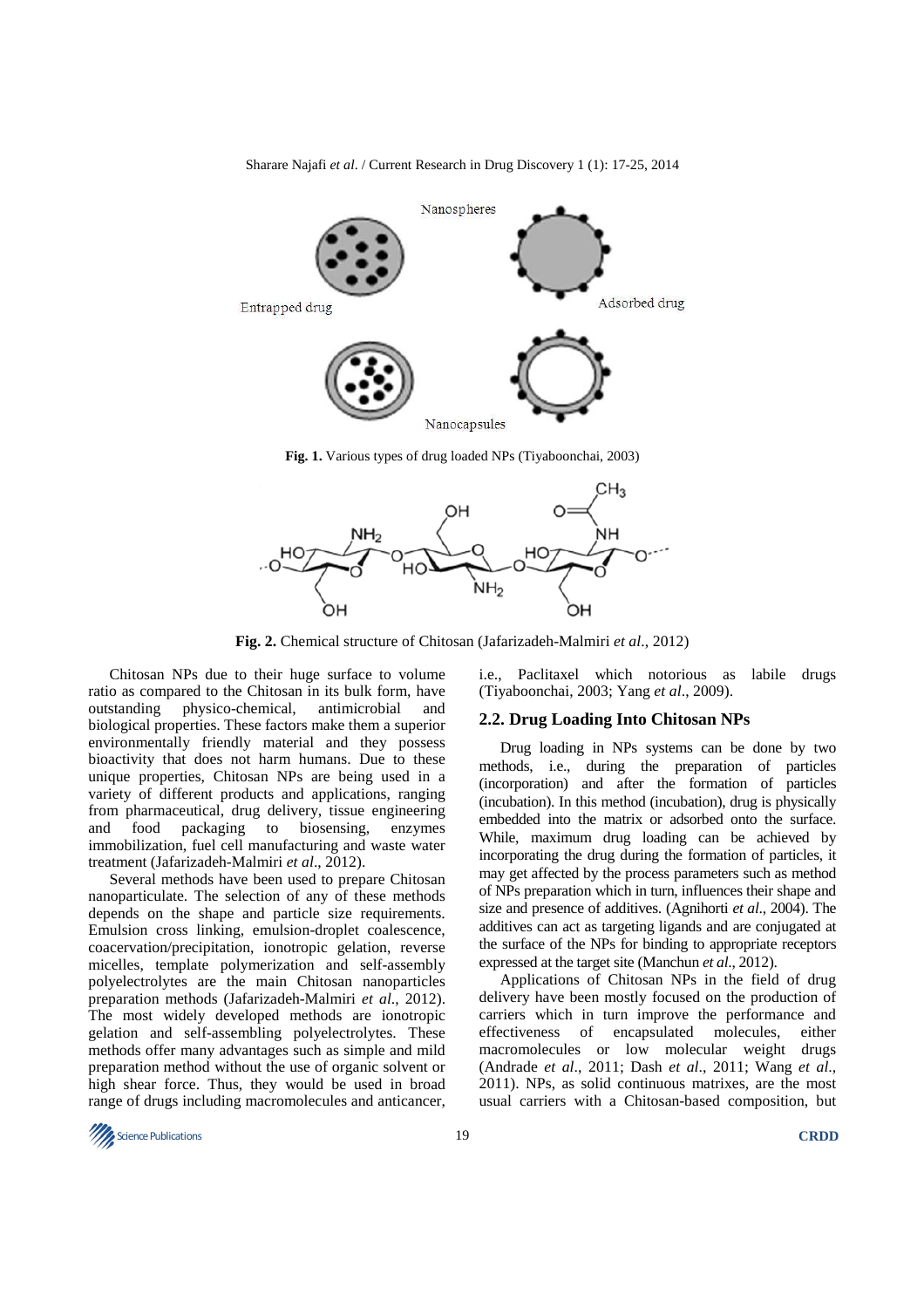Fig. 1. Various types of drug loaded NPs (Tiyaboonchai, 2003)

Fig. 2. Chemical structure of Chitosan (Jafarizadeh-Malmiri *et al*., 2012)

Chitosan NPs due to their huge surface to volume ratio as compared to the Chitosan in its bulk form, have outstanding physico-chemical, antimicrobial and biological properties. These factors make them a superior environmentally friendly material and they possess bioactivity that does not harm humans. Due to these unique properties, Chitosan NPs are being used in a variety of different products and applications, ranging from pharmaceutical, drug delivery, tissue engineering and food packaging to biosensing, enzymes immobilization, fuel cell manufacturing and waste water treatment (Jafarizadeh-Malmiri *et al*., 2012).

Several methods have been used to prepare Chitosan nanoparticulate. The selection of any of these methods depends on the shape and particle size requirements. Emulsion cross linking, emulsion-droplet coalescence, coacervation/precipitation, ionotropic gelation, reverse micelles, template polymerization and self-assembly polyelectrolytes are the main Chitosan nanoparticles preparation methods (Jafarizadeh-Malmiri *et al*., 2012). The most widely developed methods are ionotropic gelation and self-assembling polyelectrolytes. These methods offer many advantages such as simple and mild preparation method without the use of organic solvent or high shear force. Thus, they would be used in broad range of drugs including macromolecules and anticancer, i.e., Paclitaxel which notorious as labile drugs (Tiyaboonchai, 2003; Yang *et al*., 2009).

## 2.2. Drug Loading Into Chitosan NPs

Drug loading in NPs systems can be done by two methods, i.e., during the preparation of particles (incorporation) and after the formation of particles (incubation). In this method (incubation), drug is physically embedded into the matrix or adsorbed onto the surface. While, maximum drug loading can be achieved by incorporating the drug during the formation of particles, it may get affected by the process parameters such as method of NPs preparation which in turn, influences their shape and size and presence of additives. (Agnihorti *et al*., 2004). The additives can act as targeting ligands and are conjugated at the surface of the NPs for binding to appropriate receptors expressed at the target site (Manchun *et al*., 2012).

Applications of Chitosan NPs in the field of drug delivery have been mostly focused on the production of carriers which in turn improve the performance and effectiveness of encapsulated molecules, either macromolecules or low molecular weight drugs (Andrade *et al*., 2011; Dash *et al*., 2011; Wang *et al*., 2011). NPs, as solid continuous matrixes, are the most usual carriers with a Chitosan-based composition, but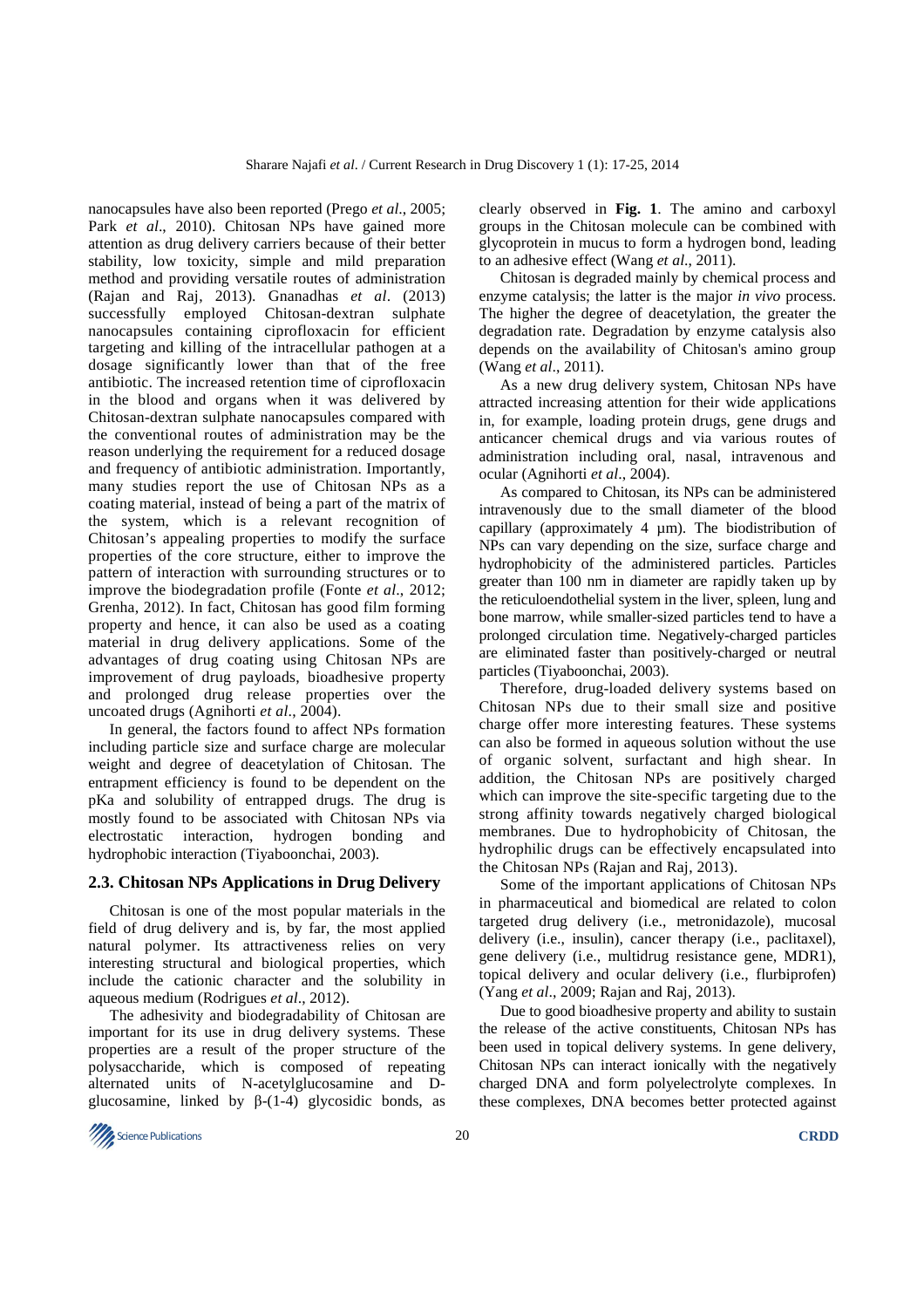nanocapsules have also been reported (Prego *et al*., 2005; Park *et al*., 2010). Chitosan NPs have gained more attention as drug delivery carriers because of their better stability, low toxicity, simple and mild preparation method and providing versatile routes of administration (Rajan and Raj, 2013). Gnanadhas *et al*. (2013) successfully employed Chitosan-dextran sulphate nanocapsules containing ciprofloxacin for efficient targeting and killing of the intracellular pathogen at a dosage significantly lower than that of the free antibiotic. The increased retention time of ciprofloxacin in the blood and organs when it was delivered by Chitosan-dextran sulphate nanocapsules compared with the conventional routes of administration may be the reason underlying the requirement for a reduced dosage and frequency of antibiotic administration. Importantly, many studies report the use of Chitosan NPs as a coating material, instead of being a part of the matrix of the system, which is a relevant recognition of Chitosan's appealing properties to modify the surface properties of the core structure, either to improve the pattern of interaction with surrounding structures or to improve the biodegradation profile (Fonte *et al*., 2012; Grenha, 2012). In fact, Chitosan has good film forming property and hence, it can also be used as a coating material in drug delivery applications. Some of the advantages of drug coating using Chitosan NPs are improvement of drug payloads, bioadhesive property and prolonged drug release properties over the uncoated drugs (Agnihorti *et al*., 2004).

In general, the factors found to affect NPs formation including particle size and surface charge are molecular weight and degree of deacetylation of Chitosan. The entrapment efficiency is found to be dependent on the pKa and solubility of entrapped drugs. The drug is mostly found to be associated with Chitosan NPs via electrostatic interaction, hydrogen bonding and hydrophobic interaction (Tiyaboonchai, 2003).

## 2.3. Chitosan NPs Applications in Drug Delivery

Chitosan is one of the most popular materials in the field of drug delivery and is, by far, the most applied natural polymer. Its attractiveness relies on very interesting structural and biological properties, which include the cationic character and the solubility in aqueous medium (Rodrigues *et al*., 2012).

The adhesivity and biodegradability of Chitosan are important for its use in drug delivery systems. These properties are a result of the proper structure of the polysaccharide, which is composed of repeating alternated units of N-acetylglucosamine and D-glucosamine, linked by β-(1-4) glycosidic bonds, as clearly observed in **Fig. 1**. The amino and carboxyl groups in the Chitosan molecule can be combined with glycoprotein in mucus to form a hydrogen bond, leading to an adhesive effect (Wang *et al*., 2011).

Chitosan is degraded mainly by chemical process and enzyme catalysis; the latter is the major *in vivo* process. The higher the degree of deacetylation, the greater the degradation rate. Degradation by enzyme catalysis also depends on the availability of Chitosan's amino group (Wang *et al*., 2011).

As a new drug delivery system, Chitosan NPs have attracted increasing attention for their wide applications in, for example, loading protein drugs, gene drugs and anticancer chemical drugs and via various routes of administration including oral, nasal, intravenous and ocular (Agnihorti *et al*., 2004).

As compared to Chitosan, its NPs can be administered intravenously due to the small diameter of the blood capillary (approximately 4 µm). The biodistribution of NPs can vary depending on the size, surface charge and hydrophobicity of the administered particles. Particles greater than 100 nm in diameter are rapidly taken up by the reticuloendothelial system in the liver, spleen, lung and bone marrow, while smaller-sized particles tend to have a prolonged circulation time. Negatively-charged particles are eliminated faster than positively-charged or neutral particles (Tiyaboonchai, 2003).

Therefore, drug-loaded delivery systems based on Chitosan NPs due to their small size and positive charge offer more interesting features. These systems can also be formed in aqueous solution without the use of organic solvent, surfactant and high shear. In addition, the Chitosan NPs are positively charged which can improve the site-specific targeting due to the strong affinity towards negatively charged biological membranes. Due to hydrophobicity of Chitosan, the hydrophilic drugs can be effectively encapsulated into the Chitosan NPs (Rajan and Raj, 2013).

Some of the important applications of Chitosan NPs in pharmaceutical and biomedical are related to colon targeted drug delivery (i.e., metronidazole), mucosal delivery (i.e., insulin), cancer therapy (i.e., paclitaxel), gene delivery (i.e., multidrug resistance gene, MDR1), topical delivery and ocular delivery (i.e., flurbiprofen) (Yang *et al*., 2009; Rajan and Raj, 2013).

Due to good bioadhesive property and ability to sustain the release of the active constituents, Chitosan NPs has been used in topical delivery systems. In gene delivery, Chitosan NPs can interact ionically with the negatively charged DNA and form polyelectrolyte complexes. In these complexes, DNA becomes better protected against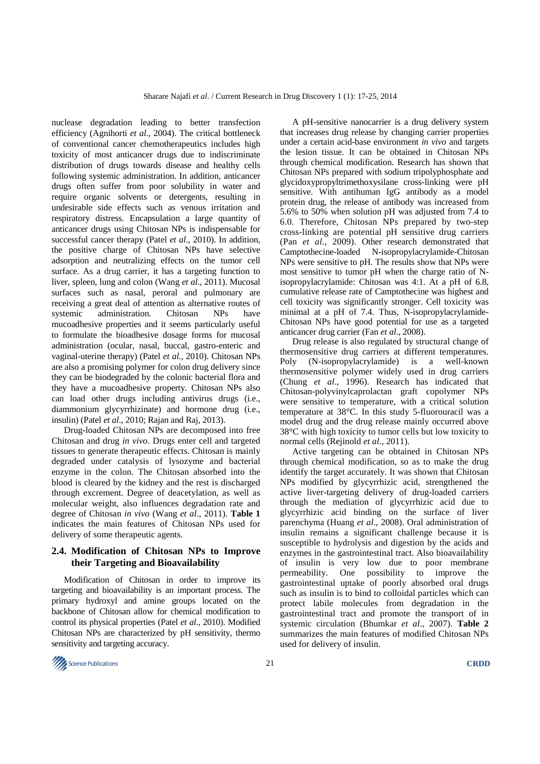nuclease degradation leading to better transfection efficiency (Agnihorti *et al*., 2004). The critical bottleneck of conventional cancer chemotherapeutics includes high toxicity of most anticancer drugs due to indiscriminate distribution of drugs towards disease and healthy cells following systemic administration. In addition, anticancer drugs often suffer from poor solubility in water and require organic solvents or detergents, resulting in undesirable side effects such as venous irritation and respiratory distress. Encapsulation a large quantity of anticancer drugs using Chitosan NPs is indispensable for successful cancer therapy (Patel *et al*., 2010). In addition, the positive charge of Chitosan NPs have selective adsorption and neutralizing effects on the tumor cell surface. As a drug carrier, it has a targeting function to liver, spleen, lung and colon (Wang *et al*., 2011). Mucosal surfaces such as nasal, peroral and pulmonary are receiving a great deal of attention as alternative routes of systemic administration. Chitosan NPs have mucoadhesive properties and it seems particularly useful to formulate the bioadhesive dosage forms for mucosal administration (ocular, nasal, buccal, gastro-enteric and vaginal-uterine therapy) (Patel *et al*., 2010). Chitosan NPs are also a promising polymer for colon drug delivery since they can be biodegraded by the colonic bacterial flora and they have a mucoadhesive property. Chitosan NPs also can load other drugs including antivirus drugs (i.e., diammonium glycyrrhizinate) and hormone drug (i.e., insulin) (Patel *et al*., 2010; Rajan and Raj, 2013).

Drug-loaded Chitosan NPs are decomposed into free Chitosan and drug *in vivo*. Drugs enter cell and targeted tissues to generate therapeutic effects. Chitosan is mainly degraded under catalysis of lysozyme and bacterial enzyme in the colon. The Chitosan absorbed into the blood is cleared by the kidney and the rest is discharged through excrement. Degree of deacetylation, as well as molecular weight, also influences degradation rate and degree of Chitosan *in vivo* (Wang *et al*., 2011). **Table 1** indicates the main features of Chitosan NPs used for delivery of some therapeutic agents.

## 2.4. Modification of Chitosan NPs to Improve their Targeting and Bioavailability

Modification of Chitosan in order to improve its targeting and bioavailability is an important process. The primary hydroxyl and amine groups located on the backbone of Chitosan allow for chemical modification to control its physical properties (Patel *et al*., 2010). Modified Chitosan NPs are characterized by pH sensitivity, thermo sensitivity and targeting accuracy.

A pH-sensitive nanocarrier is a drug delivery system that increases drug release by changing carrier properties under a certain acid-base environment *in vivo* and targets the lesion tissue. It can be obtained in Chitosan NPs through chemical modification. Research has shown that Chitosan NPs prepared with sodium tripolyphosphate and glycidoxypropyltrimethoxysilane cross-linking were pH sensitive. With antihuman IgG antibody as a model protein drug, the release of antibody was increased from 5.6% to 50% when solution pH was adjusted from 7.4 to 6.0. Therefore, Chitosan NPs prepared by two-step cross-linking are potential pH sensitive drug carriers (Pan *et al*., 2009). Other research demonstrated that Camptothecine-loaded N-isopropylacrylamide-Chitosan NPs were sensitive to pH. The results show that NPs were most sensitive to tumor pH when the charge ratio of N-isopropylacrylamide: Chitosan was 4:1. At a pH of 6.8, cumulative release rate of Camptothecine was highest and cell toxicity was significantly stronger. Cell toxicity was minimal at a pH of 7.4. Thus, N-isopropylacrylamide-Chitosan NPs have good potential for use as a targeted anticancer drug carrier (Fan *et al*., 2008).

Drug release is also regulated by structural change of thermosensitive drug carriers at different temperatures. Poly (N-isopropylacrylamide) is a well-known thermosensitive polymer widely used in drug carriers (Chung *et al*., 1996). Research has indicated that Chitosan-polyvinylcaprolactan graft copolymer NPs were sensitive to temperature, with a critical solution temperature at 38°C. In this study 5-fluorouracil was a model drug and the drug release mainly occurred above 38°C with high toxicity to tumor cells but low toxicity to normal cells (Rejinold *et al*., 2011).

Active targeting can be obtained in Chitosan NPs through chemical modification, so as to make the drug identify the target accurately. It was shown that Chitosan NPs modified by glycyrrhizic acid, strengthened the active liver-targeting delivery of drug-loaded carriers through the mediation of glycyrrhizic acid due to glycyrrhizic acid binding on the surface of liver parenchyma (Huang *et al*., 2008). Oral administration of insulin remains a significant challenge because it is susceptible to hydrolysis and digestion by the acids and enzymes in the gastrointestinal tract. Also bioavailability of insulin is very low due to poor membrane permeability. One possibility to improve the gastrointestinal uptake of poorly absorbed oral drugs such as insulin is to bind to colloidal particles which can protect labile molecules from degradation in the gastrointestinal tract and promote the transport of in systemic circulation (Bhumkar *et al*., 2007). **Table 2** summarizes the main features of modified Chitosan NPs used for delivery of insulin.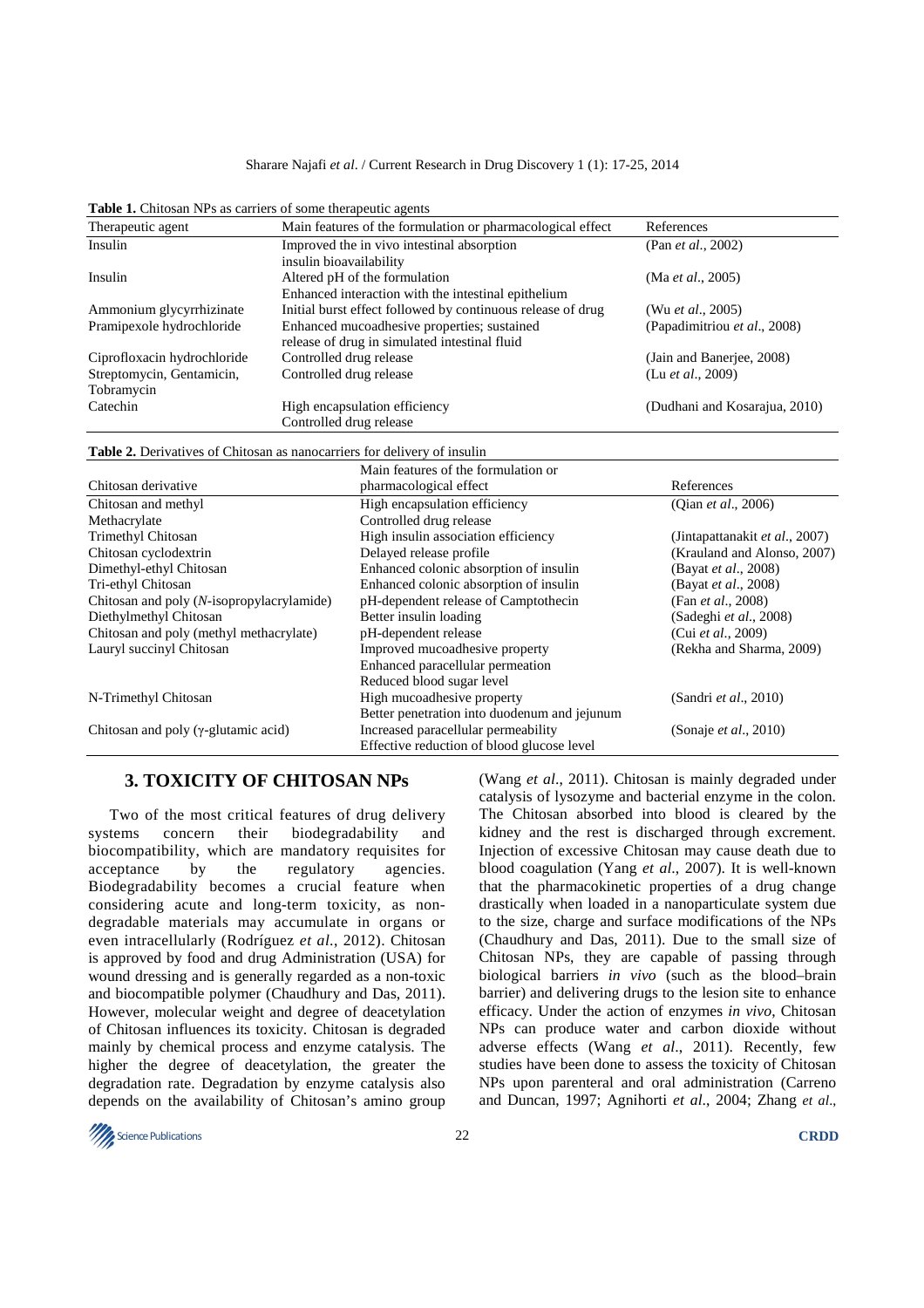**Table 1.** Chitosan NPs as carriers of some therapeutic agents

| Therapeutic agent | Main features of the formulation or pharmacological effect | References |
|---|---|---|
| Insulin | Improved the in vivo intestinal absorption insulin bioavailability | (Pan *et al*., 2002) |
| Insulin | Altered pH of the formulation Enhanced interaction with the intestinal epithelium | (Ma *et al*., 2005) |
| Ammonium glycyrrhizinate | Initial burst effect followed by continuous release of drug | (Wu *et al*., 2005) |
| Pramipexole hydrochloride | Enhanced mucoadhesive properties; sustained release of drug in simulated intestinal fluid | (Papadimitriou *et al*., 2008) |
| Ciprofloxacin hydrochloride | Controlled drug release | (Jain and Banerjee, 2008) |
| Streptomycin, Gentamicin, Tobramycin | Controlled drug release | (Lu *et al*., 2009) |
| Catechin | High encapsulation efficiency Controlled drug release | (Dudhani and Kosarajua, 2010) |

**Table 2.** Derivatives of Chitosan as nanocarriers for delivery of insulin

| Chitosan derivative | Main features of the formulation or pharmacological effect | References |
|---|---|---|
| Chitosan and methyl Methacrylate | High encapsulation efficiency Controlled drug release | (Qian *et al*., 2006) |
| Trimethyl Chitosan | High insulin association efficiency | (Jintapattanakit *et al*., 2007) |
| Chitosan cyclodextrin | Delayed release profile | (Krauland and Alonso, 2007) |
| Dimethyl-ethyl Chitosan | Enhanced colonic absorption of insulin | (Bayat *et al*., 2008) |
| Tri-ethyl Chitosan | Enhanced colonic absorption of insulin | (Bayat *et al*., 2008) |
| Chitosan and poly (*N*-isopropylacrylamide) | pH-dependent release of Camptothecin | (Fan *et al*., 2008) |
| Diethylmethyl Chitosan | Better insulin loading | (Sadeghi *et al*., 2008) |
| Chitosan and poly (methyl methacrylate) | pH-dependent release | (Cui *et al*., 2009) |
| Lauryl succinyl Chitosan | Improved mucoadhesive property Enhanced paracellular permeation Reduced blood sugar level | (Rekha and Sharma, 2009) |
| N-Trimethyl Chitosan | High mucoadhesive property Better penetration into duodenum and jejunum | (Sandri *et al*., 2010) |
| Chitosan and poly ($\gamma$-glutamic acid) | Increased paracellular permeability Effective reduction of blood glucose level | (Sonaje *et al*., 2010) |

## 3. TOXICITY OF CHITOSAN NPs

Two of the most critical features of drug delivery systems concern their biodegradability and biocompatibility, which are mandatory requisites for acceptance by the regulatory agencies. Biodegradability becomes a crucial feature when considering acute and long-term toxicity, as non-degradable materials may accumulate in organs or even intracellularly (Rodríguez *et al*., 2012). Chitosan is approved by food and drug Administration (USA) for wound dressing and is generally regarded as a non-toxic and biocompatible polymer (Chaudhury and Das, 2011). However, molecular weight and degree of deacetylation of Chitosan influences its toxicity. Chitosan is degraded mainly by chemical process and enzyme catalysis. The higher the degree of deacetylation, the greater the degradation rate. Degradation by enzyme catalysis also depends on the availability of Chitosan's amino group (Wang *et al*., 2011). Chitosan is mainly degraded under catalysis of lysozyme and bacterial enzyme in the colon. The Chitosan absorbed into blood is cleared by the kidney and the rest is discharged through excrement. Injection of excessive Chitosan may cause death due to blood coagulation (Yang *et al*., 2007). It is well-known that the pharmacokinetic properties of a drug change drastically when loaded in a nanoparticulate system due to the size, charge and surface modifications of the NPs (Chaudhury and Das, 2011). Due to the small size of Chitosan NPs, they are capable of passing through biological barriers *in vivo* (such as the blood–brain barrier) and delivering drugs to the lesion site to enhance efficacy. Under the action of enzymes *in vivo*, Chitosan NPs can produce water and carbon dioxide without adverse effects (Wang *et al*., 2011). Recently, few studies have been done to assess the toxicity of Chitosan NPs upon parenteral and oral administration (Carreno and Duncan, 1997; Agnihorti *et al*., 2004; Zhang *et al*.,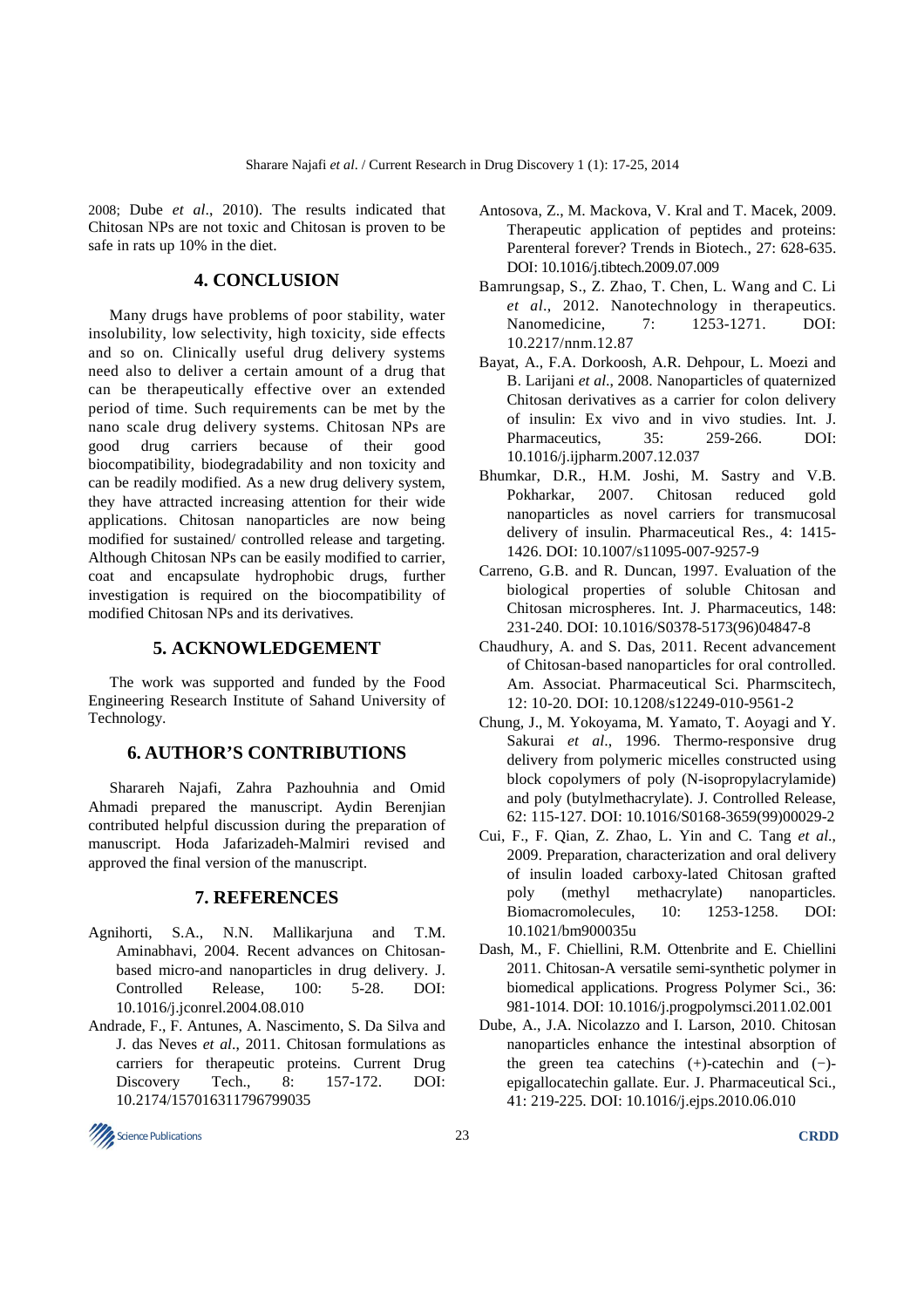2008; Dube *et al*., 2010). The results indicated that Chitosan NPs are not toxic and Chitosan is proven to be safe in rats up 10% in the diet.

## 4. CONCLUSION

Many drugs have problems of poor stability, water insolubility, low selectivity, high toxicity, side effects and so on. Clinically useful drug delivery systems need also to deliver a certain amount of a drug that can be therapeutically effective over an extended period of time. Such requirements can be met by the nano scale drug delivery systems. Chitosan NPs are good drug carriers because of their good biocompatibility, biodegradability and non toxicity and can be readily modified. As a new drug delivery system, they have attracted increasing attention for their wide applications. Chitosan nanoparticles are now being modified for sustained/ controlled release and targeting. Although Chitosan NPs can be easily modified to carrier, coat and encapsulate hydrophobic drugs, further investigation is required on the biocompatibility of modified Chitosan NPs and its derivatives.

## 5. ACKNOWLEDGEMENT

The work was supported and funded by the Food Engineering Research Institute of Sahand University of Technology.

## 6. AUTHOR'S CONTRIBUTIONS

Sharareh Najafi, Zahra Pazhouhnia and Omid Ahmadi prepared the manuscript. Aydin Berenjian contributed helpful discussion during the preparation of manuscript. Hoda Jafarizadeh-Malmiri revised and approved the final version of the manuscript.

## 7. REFERENCES

Agnihorti, S.A., N.N. Mallikarjuna and T.M. Aminabhavi, 2004. Recent advances on Chitosan-based micro-and nanoparticles in drug delivery. J. Controlled Release, 100: 5-28. DOI: 10.1016/j.jconrel.2004.08.010

Andrade, F., F. Antunes, A. Nascimento, S. Da Silva and J. das Neves *et al*., 2011. Chitosan formulations as carriers for therapeutic proteins. Current Drug Discovery Tech., 8: 157-172. DOI: 10.2174/157016311796799035

Antosova, Z., M. Mackova, V. Kral and T. Macek, 2009. Therapeutic application of peptides and proteins: Parenteral forever? Trends in Biotech., 27: 628-635. DOI: 10.1016/j.tibtech.2009.07.009

Bamrungsap, S., Z. Zhao, T. Chen, L. Wang and C. Li *et al*., 2012. Nanotechnology in therapeutics. Nanomedicine, 7: 1253-1271. DOI: 10.2217/nnm.12.87

Bayat, A., F.A. Dorkoosh, A.R. Dehpour, L. Moezi and B. Larijani *et al*., 2008. Nanoparticles of quaternized Chitosan derivatives as a carrier for colon delivery of insulin: Ex vivo and in vivo studies. Int. J. Pharmaceutics, 35: 259-266. DOI: 10.1016/j.ijpharm.2007.12.037

Bhumkar, D.R., H.M. Joshi, M. Sastry and V.B. Pokharkar, 2007. Chitosan reduced gold nanoparticles as novel carriers for transmucosal delivery of insulin. Pharmaceutical Res., 4: 1415-1426. DOI: 10.1007/s11095-007-9257-9

Carreno, G.B. and R. Duncan, 1997. Evaluation of the biological properties of soluble Chitosan and Chitosan microspheres. Int. J. Pharmaceutics, 148: 231-240. DOI: 10.1016/S0378-5173(96)04847-8

Chaudhury, A. and S. Das, 2011. Recent advancement of Chitosan-based nanoparticles for oral controlled. Am. Associat. Pharmaceutical Sci. Pharmscitech, 12: 10-20. DOI: 10.1208/s12249-010-9561-2

Chung, J., M. Yokoyama, M. Yamato, T. Aoyagi and Y. Sakurai *et al*., 1996. Thermo-responsive drug delivery from polymeric micelles constructed using block copolymers of poly (N-isopropylacrylamide) and poly (butylmethacrylate). J. Controlled Release, 62: 115-127. DOI: 10.1016/S0168-3659(99)00029-2

Cui, F., F. Qian, Z. Zhao, L. Yin and C. Tang *et al*., 2009. Preparation, characterization and oral delivery of insulin loaded carboxy-lated Chitosan grafted poly (methyl methacrylate) nanoparticles. Biomacromolecules, 10: 1253-1258. DOI: 10.1021/bm900035u

Dash, M., F. Chiellini, R.M. Ottenbrite and E. Chiellini 2011. Chitosan-A versatile semi-synthetic polymer in biomedical applications. Progress Polymer Sci., 36: 981-1014. DOI: 10.1016/j.progpolymsci.2011.02.001

Dube, A., J.A. Nicolazzo and I. Larson, 2010. Chitosan nanoparticles enhance the intestinal absorption of the green tea catechins (+)-catechin and (−)-epigallocatechin gallate. Eur. J. Pharmaceutical Sci., 41: 219-225. DOI: 10.1016/j.ejps.2010.06.010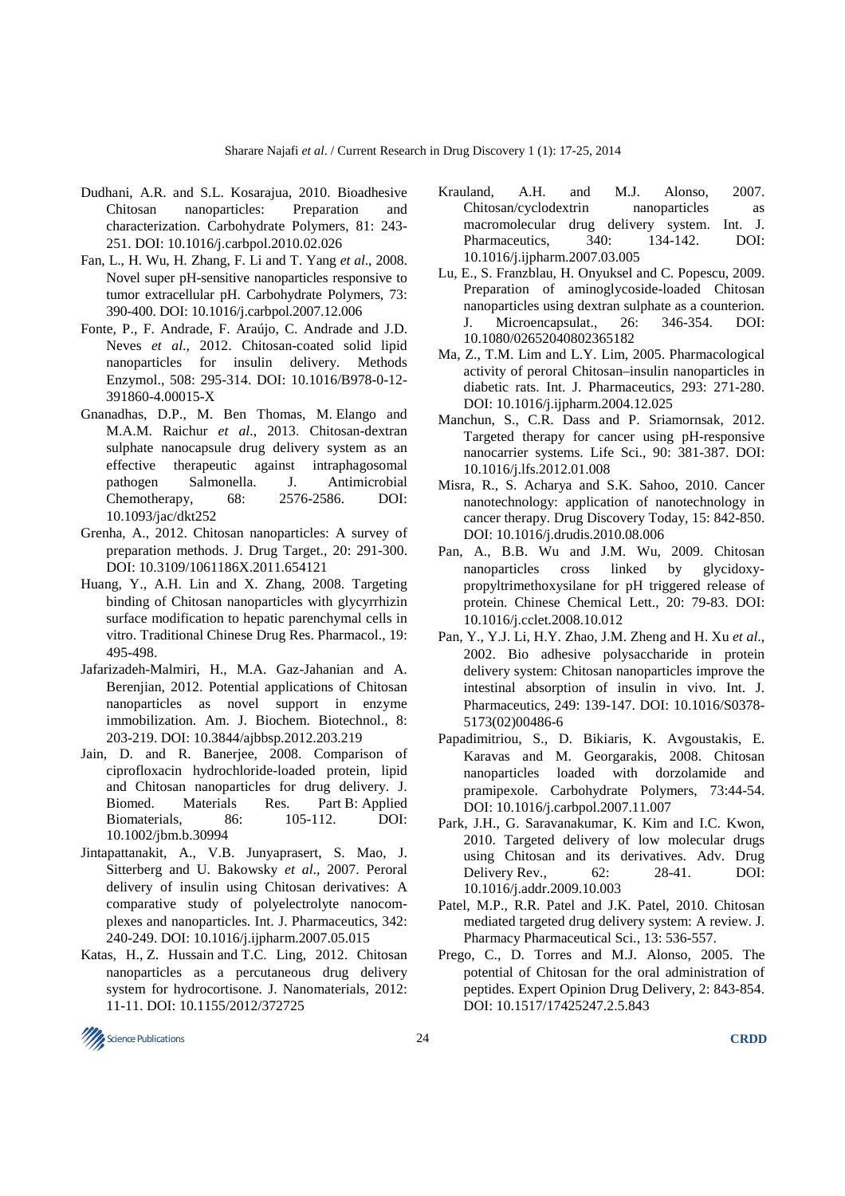Dudhani, A.R. and S.L. Kosarajua, 2010. Bioadhesive Chitosan nanoparticles: Preparation and characterization. Carbohydrate Polymers, 81: 243-251. DOI: 10.1016/j.carbpol.2010.02.026

Fan, L., H. Wu, H. Zhang, F. Li and T. Yang *et al*., 2008. Novel super pH-sensitive nanoparticles responsive to tumor extracellular pH. Carbohydrate Polymers, 73: 390-400. DOI: 10.1016/j.carbpol.2007.12.006

Fonte, P., F. Andrade, F. Araújo, C. Andrade and J.D. Neves *et al*., 2012. Chitosan-coated solid lipid nanoparticles for insulin delivery. Methods Enzymol., 508: 295-314. DOI: 10.1016/B978-0-12-391860-4.00015-X

Gnanadhas, D.P., M. Ben Thomas, M. Elango and M.A.M. Raichur *et al*., 2013. Chitosan-dextran sulphate nanocapsule drug delivery system as an effective therapeutic against intraphagosomal pathogen Salmonella. J. Antimicrobial Chemotherapy, 68: 2576-2586. DOI: 10.1093/jac/dkt252

Grenha, A., 2012. Chitosan nanoparticles: A survey of preparation methods. J. Drug Target., 20: 291-300. DOI: 10.3109/1061186X.2011.654121

Huang, Y., A.H. Lin and X. Zhang, 2008. Targeting binding of Chitosan nanoparticles with glycyrrhizin surface modification to hepatic parenchymal cells in vitro. Traditional Chinese Drug Res. Pharmacol., 19: 495-498.

Jafarizadeh-Malmiri, H., M.A. Gaz-Jahanian and A. Berenjian, 2012. Potential applications of Chitosan nanoparticles as novel support in enzyme immobilization. Am. J. Biochem. Biotechnol., 8: 203-219. DOI: 10.3844/ajbbsp.2012.203.219

Jain, D. and R. Banerjee, 2008. Comparison of ciprofloxacin hydrochloride-loaded protein, lipid and Chitosan nanoparticles for drug delivery. J. Biomed. Materials Res. Part B: Applied Biomaterials, 86: 105-112. DOI: 10.1002/jbm.b.30994

Jintapattanakit, A., V.B. Junyaprasert, S. Mao, J. Sitterberg and U. Bakowsky *et al*., 2007. Peroral delivery of insulin using Chitosan derivatives: A comparative study of polyelectrolyte nanocomplexes and nanoparticles. Int. J. Pharmaceutics, 342: 240-249. DOI: 10.1016/j.ijpharm.2007.05.015

Katas, H., Z. Hussain and T.C. Ling, 2012. Chitosan nanoparticles as a percutaneous drug delivery system for hydrocortisone. J. Nanomaterials, 2012: 11-11. DOI: 10.1155/2012/372725

Krauland, A.H. and M.J. Alonso, 2007. Chitosan/cyclodextrin nanoparticles as macromolecular drug delivery system. Int. J. Pharmaceutics, 340: 134-142. DOI: 10.1016/j.ijpharm.2007.03.005

Lu, E., S. Franzblau, H. Onyuksel and C. Popescu, 2009. Preparation of aminoglycoside-loaded Chitosan nanoparticles using dextran sulphate as a counterion. J. Microencapsulat., 26: 346-354. DOI: 10.1080/02652040802365182

Ma, Z., T.M. Lim and L.Y. Lim, 2005. Pharmacological activity of peroral Chitosan–insulin nanoparticles in diabetic rats. Int. J. Pharmaceutics, 293: 271-280. DOI: 10.1016/j.ijpharm.2004.12.025

Manchun, S., C.R. Dass and P. Sriamornsak, 2012. Targeted therapy for cancer using pH-responsive nanocarrier systems. Life Sci., 90: 381-387. DOI: 10.1016/j.lfs.2012.01.008

Misra, R., S. Acharya and S.K. Sahoo, 2010. Cancer nanotechnology: application of nanotechnology in cancer therapy. Drug Discovery Today, 15: 842-850. DOI: 10.1016/j.drudis.2010.08.006

Pan, A., B.B. Wu and J.M. Wu, 2009. Chitosan nanoparticles cross linked by glycidoxy-propyltrimethoxysilane for pH triggered release of protein. Chinese Chemical Lett., 20: 79-83. DOI: 10.1016/j.cclet.2008.10.012

Pan, Y., Y.J. Li, H.Y. Zhao, J.M. Zheng and H. Xu *et al*., 2002. Bio adhesive polysaccharide in protein delivery system: Chitosan nanoparticles improve the intestinal absorption of insulin in vivo. Int. J. Pharmaceutics, 249: 139-147. DOI: 10.1016/S0378-5173(02)00486-6

Papadimitriou, S., D. Bikiaris, K. Avgoustakis, E. Karavas and M. Georgarakis, 2008. Chitosan nanoparticles loaded with dorzolamide and pramipexole. Carbohydrate Polymers, 73:44-54. DOI: 10.1016/j.carbpol.2007.11.007

Park, J.H., G. Saravanakumar, K. Kim and I.C. Kwon, 2010. Targeted delivery of low molecular drugs using Chitosan and its derivatives. Adv. Drug Delivery Rev., 62: 28-41. DOI: 10.1016/j.addr.2009.10.003

Patel, M.P., R.R. Patel and J.K. Patel, 2010. Chitosan mediated targeted drug delivery system: A review. J. Pharmacy Pharmaceutical Sci., 13: 536-557.

Prego, C., D. Torres and M.J. Alonso, 2005. The potential of Chitosan for the oral administration of peptides. Expert Opinion Drug Delivery, 2: 843-854. DOI: 10.1517/17425247.2.5.843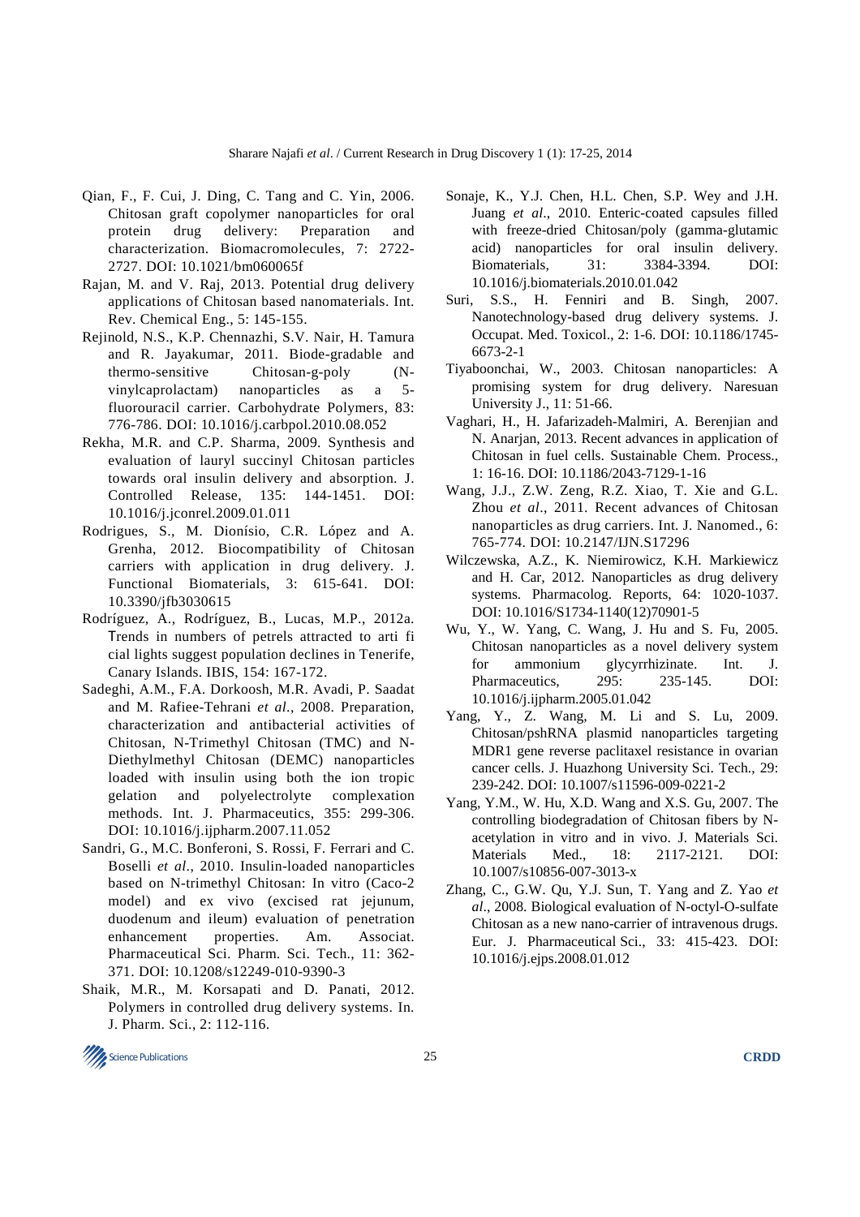Qian, F., F. Cui, J. Ding, C. Tang and C. Yin, 2006. Chitosan graft copolymer nanoparticles for oral protein drug delivery: Preparation and characterization. Biomacromolecules, 7: 2722-2727. DOI: 10.1021/bm060065f

Rajan, M. and V. Raj, 2013. Potential drug delivery applications of Chitosan based nanomaterials. Int. Rev. Chemical Eng., 5: 145-155.

Rejinold, N.S., K.P. Chennazhi, S.V. Nair, H. Tamura and R. Jayakumar, 2011. Biode-gradable and thermo-sensitive Chitosan-g-poly (N-vinylcaprolactam) nanoparticles as a 5-fluorouracil carrier. Carbohydrate Polymers, 83: 776-786. DOI: 10.1016/j.carbpol.2010.08.052

Rekha, M.R. and C.P. Sharma, 2009. Synthesis and evaluation of lauryl succinyl Chitosan particles towards oral insulin delivery and absorption. J. Controlled Release, 135: 144-1451. DOI: 10.1016/j.jconrel.2009.01.011

Rodrigues, S., M. Dionísio, C.R. López and A. Grenha, 2012. Biocompatibility of Chitosan carriers with application in drug delivery. J. Functional Biomaterials, 3: 615-641. DOI: 10.3390/jfb3030615

Rodríguez, A., Rodríguez, B., Lucas, M.P., 2012a. Trends in numbers of petrels attracted to arti fi cial lights suggest population declines in Tenerife, Canary Islands. IBIS, 154: 167-172.

Sadeghi, A.M., F.A. Dorkoosh, M.R. Avadi, P. Saadat and M. Rafiee-Tehrani *et al*., 2008. Preparation, characterization and antibacterial activities of Chitosan, N-Trimethyl Chitosan (TMC) and N-Diethylmethyl Chitosan (DEMC) nanoparticles loaded with insulin using both the ion tropic gelation and polyelectrolyte complexation methods. Int. J. Pharmaceutics, 355: 299-306. DOI: 10.1016/j.ijpharm.2007.11.052

Sandri, G., M.C. Bonferoni, S. Rossi, F. Ferrari and C. Boselli *et al*., 2010. Insulin-loaded nanoparticles based on N-trimethyl Chitosan: In vitro (Caco-2 model) and ex vivo (excised rat jejunum, duodenum and ileum) evaluation of penetration enhancement properties. Am. Associat. Pharmaceutical Sci. Pharm. Sci. Tech., 11: 362-371. DOI: 10.1208/s12249-010-9390-3

Shaik, M.R., M. Korsapati and D. Panati, 2012. Polymers in controlled drug delivery systems. In. J. Pharm. Sci., 2: 112-116.

Sonaje, K., Y.J. Chen, H.L. Chen, S.P. Wey and J.H. Juang *et al*., 2010. Enteric-coated capsules filled with freeze-dried Chitosan/poly (gamma-glutamic acid) nanoparticles for oral insulin delivery. Biomaterials, 31: 3384-3394. DOI: 10.1016/j.biomaterials.2010.01.042

Suri, S.S., H. Fenniri and B. Singh, 2007. Nanotechnology-based drug delivery systems. J. Occupat. Med. Toxicol., 2: 1-6. DOI: 10.1186/1745-6673-2-1

Tiyaboonchai, W., 2003. Chitosan nanoparticles: A promising system for drug delivery. Naresuan University J., 11: 51-66.

Vaghari, H., H. Jafarizadeh-Malmiri, A. Berenjian and N. Anarjan, 2013. Recent advances in application of Chitosan in fuel cells. Sustainable Chem. Process., 1: 16-16. DOI: 10.1186/2043-7129-1-16

Wang, J.J., Z.W. Zeng, R.Z. Xiao, T. Xie and G.L. Zhou *et al*., 2011. Recent advances of Chitosan nanoparticles as drug carriers. Int. J. Nanomed., 6: 765-774. DOI: 10.2147/IJN.S17296

Wilczewska, A.Z., K. Niemirowicz, K.H. Markiewicz and H. Car, 2012. Nanoparticles as drug delivery systems. Pharmacolog. Reports, 64: 1020-1037. DOI: 10.1016/S1734-1140(12)70901-5

Wu, Y., W. Yang, C. Wang, J. Hu and S. Fu, 2005. Chitosan nanoparticles as a novel delivery system for ammonium glycyrrhizinate. Int. J. Pharmaceutics, 295: 235-145. DOI: 10.1016/j.ijpharm.2005.01.042

Yang, Y., Z. Wang, M. Li and S. Lu, 2009. Chitosan/pshRNA plasmid nanoparticles targeting MDR1 gene reverse paclitaxel resistance in ovarian cancer cells. J. Huazhong University Sci. Tech., 29: 239-242. DOI: 10.1007/s11596-009-0221-2

Yang, Y.M., W. Hu, X.D. Wang and X.S. Gu, 2007. The controlling biodegradation of Chitosan fibers by N-acetylation in vitro and in vivo. J. Materials Sci. Materials Med., 18: 2117-2121. DOI: 10.1007/s10856-007-3013-x

Zhang, C., G.W. Qu, Y.J. Sun, T. Yang and Z. Yao *et al*., 2008. Biological evaluation of N-octyl-O-sulfate Chitosan as a new nano-carrier of intravenous drugs. Eur. J. Pharmaceutical Sci., 33: 415-423. DOI: 10.1016/j.ejps.2008.01.012